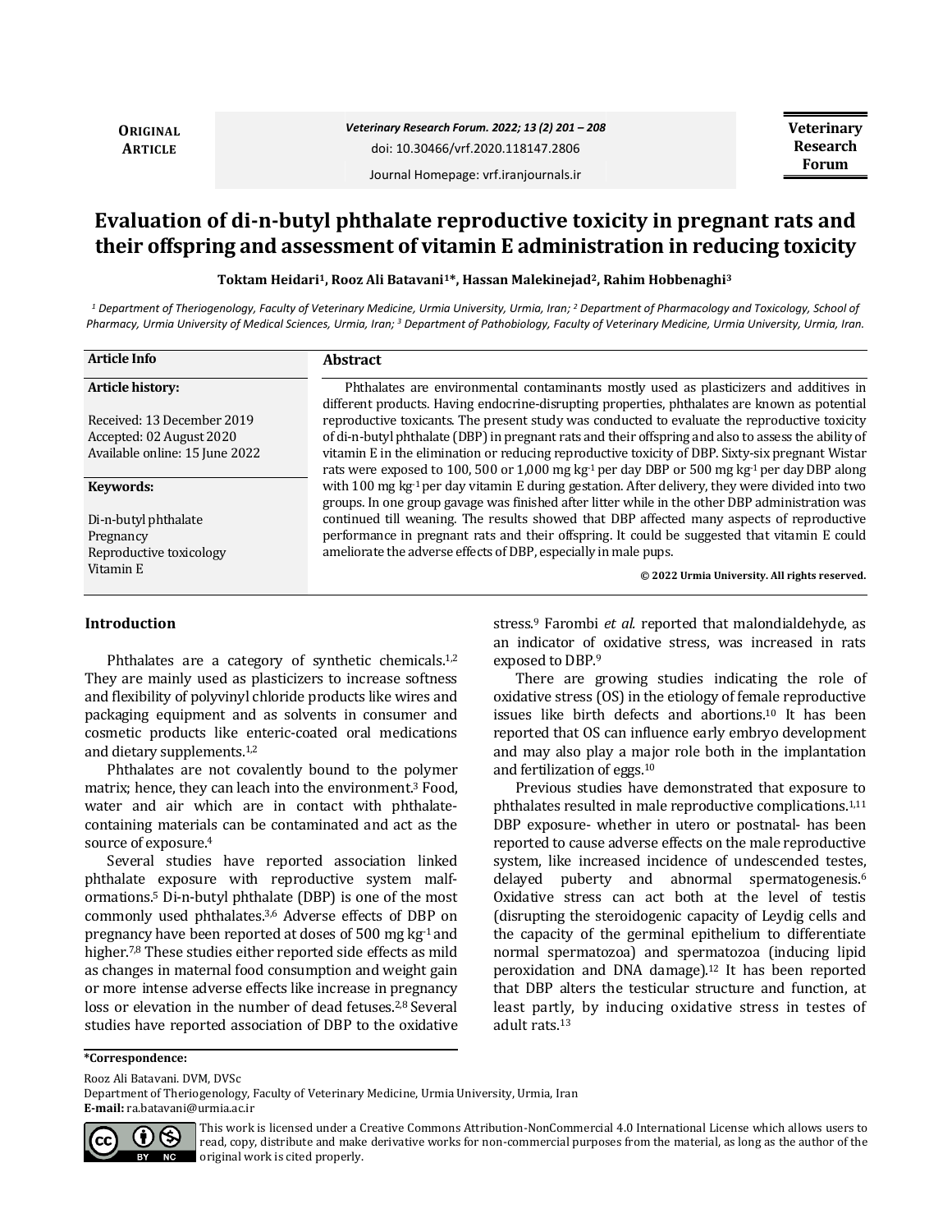ORIGINAL ARTICLE

Veterinary Research Forum. 2022; 13 (2) 201 – 208

doi: 10.30466/vrf.2020.118147.2806

Journal Homepage: vrf.iranjournals.ir

# Evaluation of di-n-butyl phthalate reproductive toxicity in pregnant rats and their offspring and assessment of vitamin E administration in reducing toxicity

**Toktam Heidari[1], Rooz Ali Batavani[1]*, Hassan Malekinejad[2], Rahim Hobbenaghi[3]**

*[1] Department of Theriogenology, Faculty of Veterinary Medicine, Urmia University, Urmia, Iran; [2] Department of Pharmacology and Toxicology, School of Pharmacy, Urmia University of Medical Sciences, Urmia, Iran; [3] Department of Pathobiology, Faculty of Veterinary Medicine, Urmia University, Urmia, Iran.*

**Article Info**

**Article history:**

Received: 13 December 2019
Accepted: 02 August 2020
Available online: 15 June 2022

**Keywords:**

Di-n-butyl phthalate
Pregnancy
Reproductive toxicology
Vitamin E

## Abstract

Phthalates are environmental contaminants mostly used as plasticizers and additives in different products. Having endocrine-disrupting properties, phthalates are known as potential reproductive toxicants. The present study was conducted to evaluate the reproductive toxicity of di-n-butyl phthalate (DBP) in pregnant rats and their offspring and also to assess the ability of vitamin E in the elimination or reducing reproductive toxicity of DBP. Sixty-six pregnant Wistar rats were exposed to 100, 500 or 1,000 mg kg$^{-1}$ per day DBP or 500 mg kg$^{-1}$ per day DBP along with 100 mg kg$^{-1}$ per day vitamin E during gestation. After delivery, they were divided into two groups. In one group gavage was finished after litter while in the other DBP administration was continued till weaning. The results showed that DBP affected many aspects of reproductive performance in pregnant rats and their offspring. It could be suggested that vitamin E could ameliorate the adverse effects of DBP, especially in male pups.

**© 2022 Urmia University. All rights reserved.**

## Introduction

Phthalates are a category of synthetic chemicals.[1,2] They are mainly used as plasticizers to increase softness and flexibility of polyvinyl chloride products like wires and packaging equipment and as solvents in consumer and cosmetic products like enteric-coated oral medications and dietary supplements.[1,2]

Phthalates are not covalently bound to the polymer matrix; hence, they can leach into the environment.[3] Food, water and air which are in contact with phthalate-containing materials can be contaminated and act as the source of exposure.[4]

Several studies have reported association linked phthalate exposure with reproductive system malformations.[5] Di-n-butyl phthalate (DBP) is one of the most commonly used phthalates.[3,6] Adverse effects of DBP on pregnancy have been reported at doses of 500 mg kg$^{-1}$ and higher.[7,8] These studies either reported side effects as mild as changes in maternal food consumption and weight gain or more intense adverse effects like increase in pregnancy loss or elevation in the number of dead fetuses.[2,8] Several studies have reported association of DBP to the oxidative stress.[9] Farombi *et al.* reported that malondialdehyde, as an indicator of oxidative stress, was increased in rats exposed to DBP.[9]

There are growing studies indicating the role of oxidative stress (OS) in the etiology of female reproductive issues like birth defects and abortions.[10] It has been reported that OS can influence early embryo development and may also play a major role both in the implantation and fertilization of eggs.[10]

Previous studies have demonstrated that exposure to phthalates resulted in male reproductive complications.[1,11] DBP exposure- whether in utero or postnatal- has been reported to cause adverse effects on the male reproductive system, like increased incidence of undescended testes, delayed puberty and abnormal spermatogenesis.[6] Oxidative stress can act both at the level of testis (disrupting the steroidogenic capacity of Leydig cells and the capacity of the germinal epithelium to differentiate normal spermatozoa) and spermatozoa (inducing lipid peroxidation and DNA damage).[12] It has been reported that DBP alters the testicular structure and function, at least partly, by inducing oxidative stress in testes of adult rats.[13]

**\*Correspondence:**

Rooz Ali Batavani. DVM, DVSc
Department of Theriogenology, Faculty of Veterinary Medicine, Urmia University, Urmia, Iran
**E-mail:** ra.batavani@urmia.ac.ir

This work is licensed under a Creative Commons Attribution-NonCommercial 4.0 International License which allows users to read, copy, distribute and make derivative works for non-commercial purposes from the material, as long as the author of the original work is cited properly.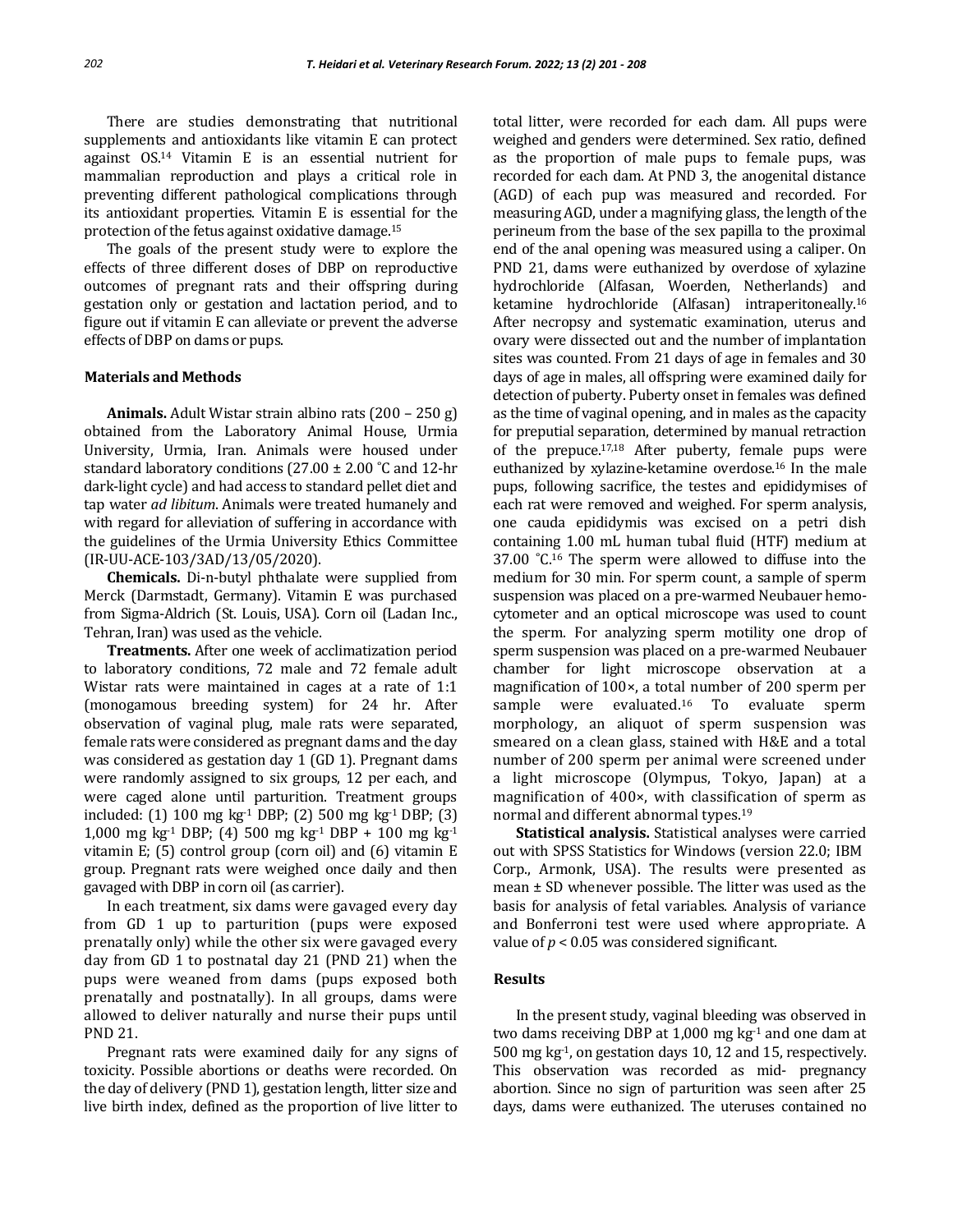There are studies demonstrating that nutritional supplements and antioxidants like vitamin E can protect against OS.[14] Vitamin E is an essential nutrient for mammalian reproduction and plays a critical role in preventing different pathological complications through its antioxidant properties. Vitamin E is essential for the protection of the fetus against oxidative damage.[15]

The goals of the present study were to explore the effects of three different doses of DBP on reproductive outcomes of pregnant rats and their offspring during gestation only or gestation and lactation period, and to figure out if vitamin E can alleviate or prevent the adverse effects of DBP on dams or pups.

## Materials and Methods

**Animals.** Adult Wistar strain albino rats (200 – 250 g) obtained from the Laboratory Animal House, Urmia University, Urmia, Iran. Animals were housed under standard laboratory conditions (27.00 ± 2.00 ˚C and 12-hr dark-light cycle) and had access to standard pellet diet and tap water *ad libitum*. Animals were treated humanely and with regard for alleviation of suffering in accordance with the guidelines of the Urmia University Ethics Committee (IR-UU-ACE-103/3AD/13/05/2020).

**Chemicals.** Di-n-butyl phthalate were supplied from Merck (Darmstadt, Germany). Vitamin E was purchased from Sigma-Aldrich (St. Louis, USA). Corn oil (Ladan Inc., Tehran, Iran) was used as the vehicle.

**Treatments.** After one week of acclimatization period to laboratory conditions, 72 male and 72 female adult Wistar rats were maintained in cages at a rate of 1:1 (monogamous breeding system) for 24 hr. After observation of vaginal plug, male rats were separated, female rats were considered as pregnant dams and the day was considered as gestation day 1 (GD 1). Pregnant dams were randomly assigned to six groups, 12 per each, and were caged alone until parturition. Treatment groups included: (1) 100 mg kg$^{-1}$ DBP; (2) 500 mg kg$^{-1}$ DBP; (3) 1,000 mg kg$^{-1}$ DBP; (4) 500 mg kg$^{-1}$ DBP + 100 mg kg$^{-1}$ vitamin E; (5) control group (corn oil) and (6) vitamin E group. Pregnant rats were weighed once daily and then gavaged with DBP in corn oil (as carrier).

In each treatment, six dams were gavaged every day from GD 1 up to parturition (pups were exposed prenatally only) while the other six were gavaged every day from GD 1 to postnatal day 21 (PND 21) when the pups were weaned from dams (pups exposed both prenatally and postnatally). In all groups, dams were allowed to deliver naturally and nurse their pups until PND 21.

Pregnant rats were examined daily for any signs of toxicity. Possible abortions or deaths were recorded. On the day of delivery (PND 1), gestation length, litter size and live birth index, defined as the proportion of live litter to total litter, were recorded for each dam. All pups were weighed and genders were determined. Sex ratio, defined as the proportion of male pups to female pups, was recorded for each dam. At PND 3, the anogenital distance (AGD) of each pup was measured and recorded. For measuring AGD, under a magnifying glass, the length of the perineum from the base of the sex papilla to the proximal end of the anal opening was measured using a caliper. On PND 21, dams were euthanized by overdose of xylazine hydrochloride (Alfasan, Woerden, Netherlands) and ketamine hydrochloride (Alfasan) intraperitoneally.[16] After necropsy and systematic examination, uterus and ovary were dissected out and the number of implantation sites was counted. From 21 days of age in females and 30 days of age in males, all offspring were examined daily for detection of puberty. Puberty onset in females was defined as the time of vaginal opening, and in males as the capacity for preputial separation, determined by manual retraction of the prepuce.[17,18] After puberty, female pups were euthanized by xylazine-ketamine overdose.[16] In the male pups, following sacrifice, the testes and epididymises of each rat were removed and weighed. For sperm analysis, one cauda epididymis was excised on a petri dish containing 1.00 mL human tubal fluid (HTF) medium at 37.00 ˚C.[16] The sperm were allowed to diffuse into the medium for 30 min. For sperm count, a sample of sperm suspension was placed on a pre-warmed Neubauer hemocytometer and an optical microscope was used to count the sperm. For analyzing sperm motility one drop of sperm suspension was placed on a pre-warmed Neubauer chamber for light microscope observation at a magnification of 100×, a total number of 200 sperm per sample were evaluated.[16] To evaluate sperm morphology, an aliquot of sperm suspension was smeared on a clean glass, stained with H&E and a total number of 200 sperm per animal were screened under a light microscope (Olympus, Tokyo, Japan) at a magnification of 400×, with classification of sperm as normal and different abnormal types.[19]

**Statistical analysis.** Statistical analyses were carried out with SPSS Statistics for Windows (version 22.0; IBM Corp., Armonk, USA). The results were presented as mean ± SD whenever possible. The litter was used as the basis for analysis of fetal variables. Analysis of variance and Bonferroni test were used where appropriate. A value of $p < 0.05$ was considered significant.

## Results

In the present study, vaginal bleeding was observed in two dams receiving DBP at 1,000 mg kg$^{-1}$ and one dam at 500 mg kg$^{-1}$, on gestation days 10, 12 and 15, respectively. This observation was recorded as mid- pregnancy abortion. Since no sign of parturition was seen after 25 days, dams were euthanized. The uteruses contained no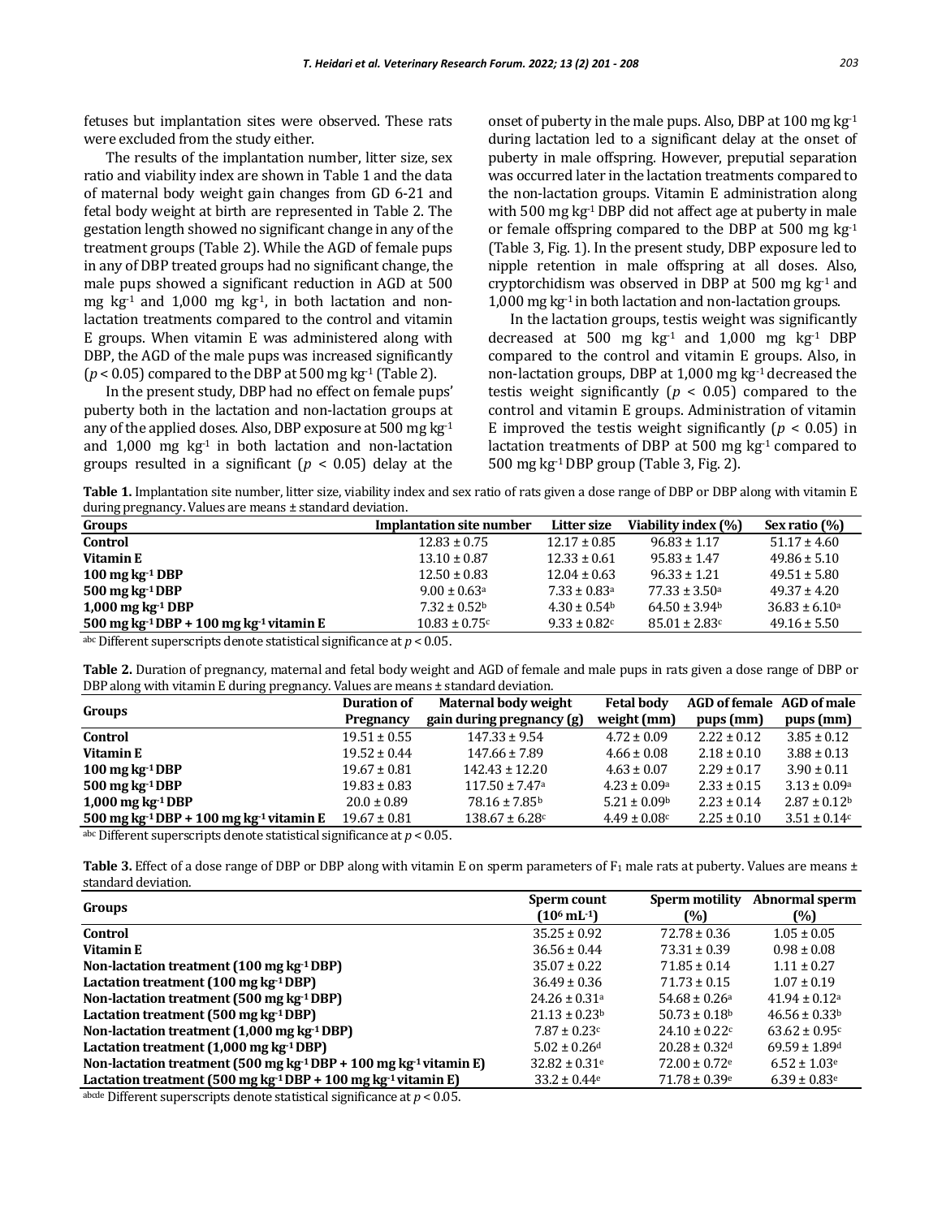fetuses but implantation sites were observed. These rats were excluded from the study either.

The results of the implantation number, litter size, sex ratio and viability index are shown in Table 1 and the data of maternal body weight gain changes from GD 6-21 and fetal body weight at birth are represented in Table 2. The gestation length showed no significant change in any of the treatment groups (Table 2). While the AGD of female pups in any of DBP treated groups had no significant change, the male pups showed a significant reduction in AGD at 500 mg kg$^{-1}$ and 1,000 mg kg$^{-1}$, in both lactation and non-lactation treatments compared to the control and vitamin E groups. When vitamin E was administered along with DBP, the AGD of the male pups was increased significantly ($p < 0.05$) compared to the DBP at 500 mg kg$^{-1}$ (Table 2).

In the present study, DBP had no effect on female pups' puberty both in the lactation and non-lactation groups at any of the applied doses. Also, DBP exposure at 500 mg kg$^{-1}$ and 1,000 mg kg$^{-1}$ in both lactation and non-lactation groups resulted in a significant ($p < 0.05$) delay at the onset of puberty in the male pups. Also, DBP at 100 mg kg$^{-1}$ during lactation led to a significant delay at the onset of puberty in male offspring. However, preputial separation was occurred later in the lactation treatments compared to the non-lactation groups. Vitamin E administration along with 500 mg kg$^{-1}$ DBP did not affect age at puberty in male or female offspring compared to the DBP at 500 mg kg$^{-1}$ (Table 3, Fig. 1). In the present study, DBP exposure led to nipple retention in male offspring at all doses. Also, cryptorchidism was observed in DBP at 500 mg kg$^{-1}$ and 1,000 mg kg$^{-1}$ in both lactation and non-lactation groups.

In the lactation groups, testis weight was significantly decreased at 500 mg kg$^{-1}$ and 1,000 mg kg$^{-1}$ DBP compared to the control and vitamin E groups. Also, in non-lactation groups, DBP at 1,000 mg kg$^{-1}$ decreased the testis weight significantly ($p < 0.05$) compared to the control and vitamin E groups. Administration of vitamin E improved the testis weight significantly ($p < 0.05$) in lactation treatments of DBP at 500 mg kg$^{-1}$ compared to 500 mg kg$^{-1}$ DBP group (Table 3, Fig. 2).

**Table 1.** Implantation site number, litter size, viability index and sex ratio of rats given a dose range of DBP or DBP along with vitamin E during pregnancy. Values are means ± standard deviation.

| Groups | Implantation site number | Litter size | Viability index (%) | Sex ratio (%) |
|---|---|---|---|---|
| **Control** | 12.83 ± 0.75 | 12.17 ± 0.85 | 96.83 ± 1.17 | 51.17 ± 4.60 |
| **Vitamin E** | 13.10 ± 0.87 | 12.33 ± 0.61 | 95.83 ± 1.47 | 49.86 ± 5.10 |
| **100 mg kg$^{-1}$ DBP** | 12.50 ± 0.83 | 12.04 ± 0.63 | 96.33 ± 1.21 | 49.51 ± 5.80 |
| **500 mg kg$^{-1}$ DBP** | 9.00 ± 0.63$^{a}$ | 7.33 ± 0.83$^{a}$ | 77.33 ± 3.50$^{a}$ | 49.37 ± 4.20 |
| **1,000 mg kg$^{-1}$ DBP** | 7.32 ± 0.52$^{b}$ | 4.30 ± 0.54$^{b}$ | 64.50 ± 3.94$^{b}$ | 36.83 ± 6.10$^{a}$ |
| **500 mg kg$^{-1}$ DBP + 100 mg kg$^{-1}$ vitamin E** | 10.83 ± 0.75$^{c}$ | 9.33 ± 0.82$^{c}$ | 85.01 ± 2.83$^{c}$ | 49.16 ± 5.50 |

$^{abc}$ Different superscripts denote statistical significance at $p < 0.05$.

**Table 2.** Duration of pregnancy, maternal and fetal body weight and AGD of female and male pups in rats given a dose range of DBP or DBP along with vitamin E during pregnancy. Values are means ± standard deviation.

| Groups | Duration of Pregnancy | Maternal body weight gain during pregnancy (g) | Fetal body weight (mm) | AGD of female pups (mm) | AGD of male pups (mm) |
|---|---|---|---|---|---|
| **Control** | 19.51 ± 0.55 | 147.33 ± 9.54 | 4.72 ± 0.09 | 2.22 ± 0.12 | 3.85 ± 0.12 |
| **Vitamin E** | 19.52 ± 0.44 | 147.66 ± 7.89 | 4.66 ± 0.08 | 2.18 ± 0.10 | 3.88 ± 0.13 |
| **100 mg kg$^{-1}$ DBP** | 19.67 ± 0.81 | 142.43 ± 12.20 | 4.63 ± 0.07 | 2.29 ± 0.17 | 3.90 ± 0.11 |
| **500 mg kg$^{-1}$ DBP** | 19.83 ± 0.83 | 117.50 ± 7.47$^{a}$ | 4.23 ± 0.09$^{a}$ | 2.33 ± 0.15 | 3.13 ± 0.09$^{a}$ |
| **1,000 mg kg$^{-1}$ DBP** | 20.0 ± 0.89 | 78.16 ± 7.85$^{b}$ | 5.21 ± 0.09$^{b}$ | 2.23 ± 0.14 | 2.87 ± 0.12$^{b}$ |
| **500 mg kg$^{-1}$ DBP + 100 mg kg$^{-1}$ vitamin E** | 19.67 ± 0.81 | 138.67 ± 6.28$^{c}$ | 4.49 ± 0.08$^{c}$ | 2.25 ± 0.10 | 3.51 ± 0.14$^{c}$ |

$^{abc}$ Different superscripts denote statistical significance at $p < 0.05$.

**Table 3.** Effect of a dose range of DBP or DBP along with vitamin E on sperm parameters of $F_1$ male rats at puberty. Values are means ± standard deviation.

| Groups | Sperm count ($10^6$ mL$^{-1}$) | Sperm motility (%) | Abnormal sperm (%) |
|---|---|---|---|
| **Control** | 35.25 ± 0.92 | 72.78 ± 0.36 | 1.05 ± 0.05 |
| **Vitamin E** | 36.56 ± 0.44 | 73.31 ± 0.39 | 0.98 ± 0.08 |
| **Non-lactation treatment (100 mg kg$^{-1}$ DBP)** | 35.07 ± 0.22 | 71.85 ± 0.14 | 1.11 ± 0.27 |
| **Lactation treatment (100 mg kg$^{-1}$ DBP)** | 36.49 ± 0.36 | 71.73 ± 0.15 | 1.07 ± 0.19 |
| **Non-lactation treatment (500 mg kg$^{-1}$ DBP)** | 24.26 ± 0.31$^{a}$ | 54.68 ± 0.26$^{a}$ | 41.94 ± 0.12$^{a}$ |
| **Lactation treatment (500 mg kg$^{-1}$ DBP)** | 21.13 ± 0.23$^{b}$ | 50.73 ± 0.18$^{b}$ | 46.56 ± 0.33$^{b}$ |
| **Non-lactation treatment (1,000 mg kg$^{-1}$ DBP)** | 7.87 ± 0.23$^{c}$ | 24.10 ± 0.22$^{c}$ | 63.62 ± 0.95$^{c}$ |
| **Lactation treatment (1,000 mg kg$^{-1}$ DBP)** | 5.02 ± 0.26$^{d}$ | 20.28 ± 0.32$^{d}$ | 69.59 ± 1.89$^{d}$ |
| **Non-lactation treatment (500 mg kg$^{-1}$ DBP + 100 mg kg$^{-1}$ vitamin E)** | 32.82 ± 0.31$^{e}$ | 72.00 ± 0.72$^{e}$ | 6.52 ± 1.03$^{e}$ |
| **Lactation treatment (500 mg kg$^{-1}$ DBP + 100 mg kg$^{-1}$ vitamin E)** | 33.2 ± 0.44$^{e}$ | 71.78 ± 0.39$^{e}$ | 6.39 ± 0.83$^{e}$ |

$^{abcde}$ Different superscripts denote statistical significance at $p < 0.05$.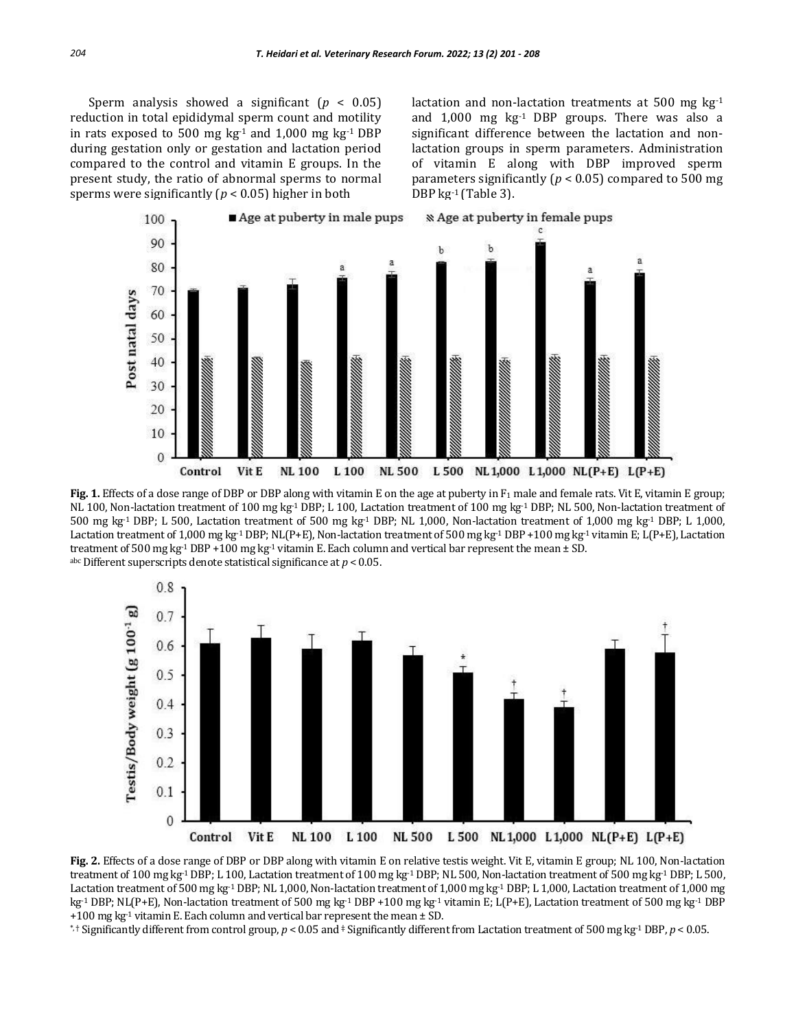Sperm analysis showed a significant ($p < 0.05$) reduction in total epididymal sperm count and motility in rats exposed to 500 mg $kg^{-1}$ and 1,000 mg $kg^{-1}$ DBP during gestation only or gestation and lactation period compared to the control and vitamin E groups. In the present study, the ratio of abnormal sperms to normal sperms were significantly ($p < 0.05$) higher in both lactation and non-lactation treatments at 500 mg $kg^{-1}$ and 1,000 mg $kg^{-1}$ DBP groups. There was also a significant difference between the lactation and non-lactation groups in sperm parameters. Administration of vitamin E along with DBP improved sperm parameters significantly ($p < 0.05$) compared to 500 mg DBP $kg^{-1}$ (Table 3).

**Fig. 1.** Effects of a dose range of DBP or DBP along with vitamin E on the age at puberty in $F_1$ male and female rats. Vit E, vitamin E group; NL 100, Non-lactation treatment of 100 mg $kg^{-1}$ DBP; L 100, Lactation treatment of 100 mg $kg^{-1}$ DBP; NL 500, Non-lactation treatment of 500 mg $kg^{-1}$ DBP; L 500, Lactation treatment of 500 mg $kg^{-1}$ DBP; NL 1,000, Non-lactation treatment of 1,000 mg $kg^{-1}$ DBP; L 1,000, Lactation treatment of 1,000 mg $kg^{-1}$ DBP; NL(P+E), Non-lactation treatment of 500 mg $kg^{-1}$ DBP +100 mg $kg^{-1}$ vitamin E; L(P+E), Lactation treatment of 500 mg $kg^{-1}$ DBP +100 mg $kg^{-1}$ vitamin E. Each column and vertical bar represent the mean ± SD.
[abc] Different superscripts denote statistical significance at $p < 0.05$.

**Fig. 2.** Effects of a dose range of DBP or DBP along with vitamin E on relative testis weight. Vit E, vitamin E group; NL 100, Non-lactation treatment of 100 mg $kg^{-1}$ DBP; L 100, Lactation treatment of 100 mg $kg^{-1}$ DBP; NL 500, Non-lactation treatment of 500 mg $kg^{-1}$ DBP; L 500, Lactation treatment of 500 mg $kg^{-1}$ DBP; NL 1,000, Non-lactation treatment of 1,000 mg $kg^{-1}$ DBP; L 1,000, Lactation treatment of 1,000 mg $kg^{-1}$ DBP; NL(P+E), Non-lactation treatment of 500 mg $kg^{-1}$ DBP +100 mg $kg^{-1}$ vitamin E; L(P+E), Lactation treatment of 500 mg $kg^{-1}$ DBP +100 mg $kg^{-1}$ vitamin E. Each column and vertical bar represent the mean ± SD.
*,† Significantly different from control group, $p < 0.05$ and ‡ Significantly different from Lactation treatment of 500 mg $kg^{-1}$ DBP, $p < 0.05$.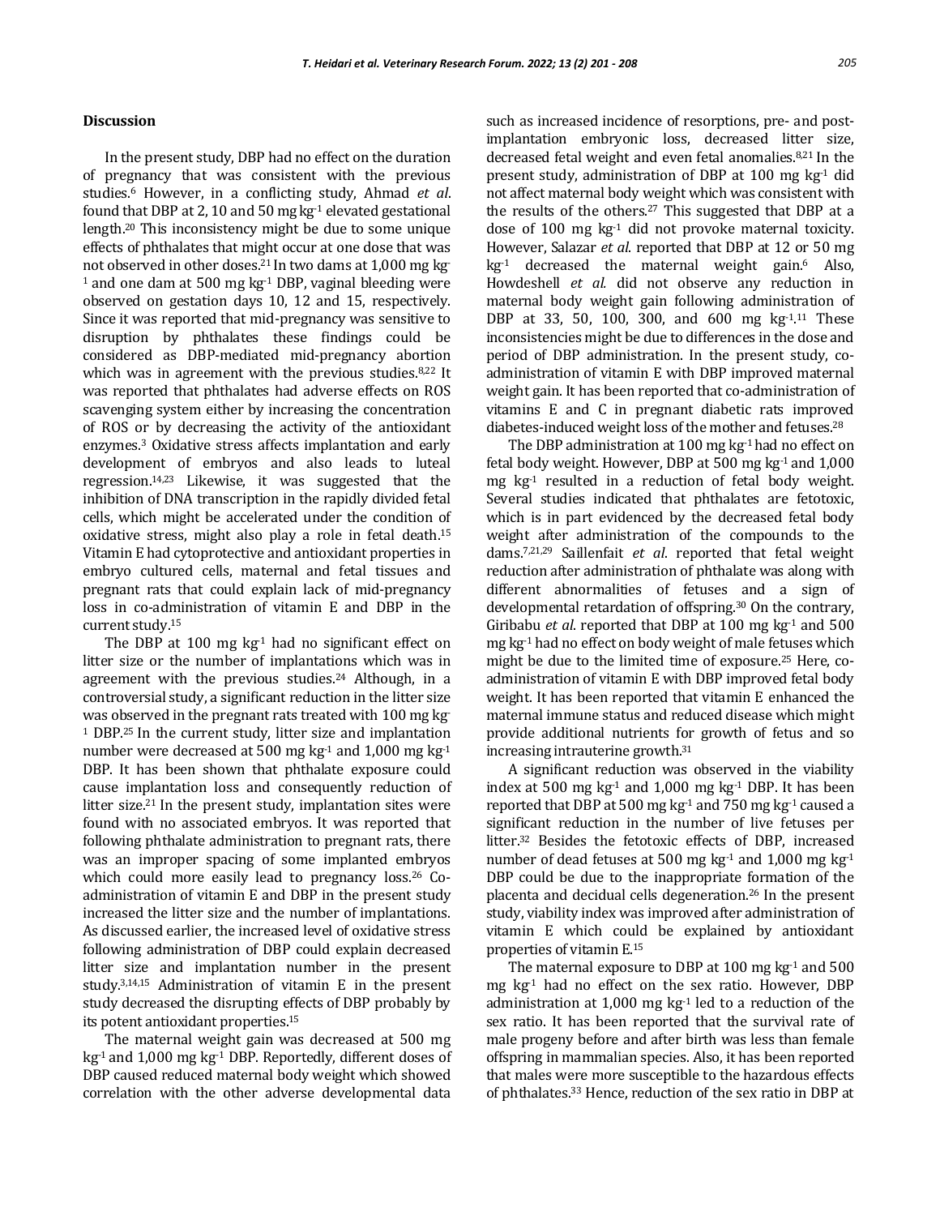## Discussion

In the present study, DBP had no effect on the duration of pregnancy that was consistent with the previous studies.[6] However, in a conflicting study, Ahmad *et al*. found that DBP at 2, 10 and 50 mg $kg^{-1}$ elevated gestational length.[20] This inconsistency might be due to some unique effects of phthalates that might occur at one dose that was not observed in other doses.[21] In two dams at 1,000 mg $kg^{-1}$ and one dam at 500 mg $kg^{-1}$ DBP, vaginal bleeding were observed on gestation days 10, 12 and 15, respectively. Since it was reported that mid-pregnancy was sensitive to disruption by phthalates these findings could be considered as DBP-mediated mid-pregnancy abortion which was in agreement with the previous studies.[8,22] It was reported that phthalates had adverse effects on ROS scavenging system either by increasing the concentration of ROS or by decreasing the activity of the antioxidant enzymes.[3] Oxidative stress affects implantation and early development of embryos and also leads to luteal regression.[14,23] Likewise, it was suggested that the inhibition of DNA transcription in the rapidly divided fetal cells, which might be accelerated under the condition of oxidative stress, might also play a role in fetal death.[15] Vitamin E had cytoprotective and antioxidant properties in embryo cultured cells, maternal and fetal tissues and pregnant rats that could explain lack of mid-pregnancy loss in co-administration of vitamin E and DBP in the current study.[15]

The DBP at 100 mg $kg^{-1}$ had no significant effect on litter size or the number of implantations which was in agreement with the previous studies.[24] Although, in a controversial study, a significant reduction in the litter size was observed in the pregnant rats treated with 100 mg $kg^{-1}$ DBP.[25] In the current study, litter size and implantation number were decreased at 500 mg $kg^{-1}$ and 1,000 mg $kg^{-1}$ DBP. It has been shown that phthalate exposure could cause implantation loss and consequently reduction of litter size.[21] In the present study, implantation sites were found with no associated embryos. It was reported that following phthalate administration to pregnant rats, there was an improper spacing of some implanted embryos which could more easily lead to pregnancy loss.[26] Co-administration of vitamin E and DBP in the present study increased the litter size and the number of implantations. As discussed earlier, the increased level of oxidative stress following administration of DBP could explain decreased litter size and implantation number in the present study.[3,14,15] Administration of vitamin E in the present study decreased the disrupting effects of DBP probably by its potent antioxidant properties.[15]

The maternal weight gain was decreased at 500 mg $kg^{-1}$ and 1,000 mg $kg^{-1}$ DBP. Reportedly, different doses of DBP caused reduced maternal body weight which showed correlation with the other adverse developmental data such as increased incidence of resorptions, pre- and post-implantation embryonic loss, decreased litter size, decreased fetal weight and even fetal anomalies.[8,21] In the present study, administration of DBP at 100 mg $kg^{-1}$ did not affect maternal body weight which was consistent with the results of the others.[27] This suggested that DBP at a dose of 100 mg $kg^{-1}$ did not provoke maternal toxicity. However, Salazar *et al*. reported that DBP at 12 or 50 mg $kg^{-1}$ decreased the maternal weight gain.[6] Also, Howdeshell *et al*. did not observe any reduction in maternal body weight gain following administration of DBP at 33, 50, 100, 300, and 600 mg $kg^{-1}$.[11] These inconsistencies might be due to differences in the dose and period of DBP administration. In the present study, co-administration of vitamin E with DBP improved maternal weight gain. It has been reported that co-administration of vitamins E and C in pregnant diabetic rats improved diabetes-induced weight loss of the mother and fetuses.[28]

The DBP administration at 100 mg $kg^{-1}$ had no effect on fetal body weight. However, DBP at 500 mg $kg^{-1}$ and 1,000 mg $kg^{-1}$ resulted in a reduction of fetal body weight. Several studies indicated that phthalates are fetotoxic, which is in part evidenced by the decreased fetal body weight after administration of the compounds to the dams.[7,21,29] Saillenfait *et al*. reported that fetal weight reduction after administration of phthalate was along with different abnormalities of fetuses and a sign of developmental retardation of offspring.[30] On the contrary, Giribabu *et al*. reported that DBP at 100 mg $kg^{-1}$ and 500 mg $kg^{-1}$ had no effect on body weight of male fetuses which might be due to the limited time of exposure.[25] Here, co-administration of vitamin E with DBP improved fetal body weight. It has been reported that vitamin E enhanced the maternal immune status and reduced disease which might provide additional nutrients for growth of fetus and so increasing intrauterine growth.[31]

A significant reduction was observed in the viability index at 500 mg $kg^{-1}$ and 1,000 mg $kg^{-1}$ DBP. It has been reported that DBP at 500 mg $kg^{-1}$ and 750 mg $kg^{-1}$ caused a significant reduction in the number of live fetuses per litter.[32] Besides the fetotoxic effects of DBP, increased number of dead fetuses at 500 mg $kg^{-1}$ and 1,000 mg $kg^{-1}$ DBP could be due to the inappropriate formation of the placenta and decidual cells degeneration.[26] In the present study, viability index was improved after administration of vitamin E which could be explained by antioxidant properties of vitamin E.[15]

The maternal exposure to DBP at 100 mg $kg^{-1}$ and 500 mg $kg^{-1}$ had no effect on the sex ratio. However, DBP administration at 1,000 mg $kg^{-1}$ led to a reduction of the sex ratio. It has been reported that the survival rate of male progeny before and after birth was less than female offspring in mammalian species. Also, it has been reported that males were more susceptible to the hazardous effects of phthalates.[33] Hence, reduction of the sex ratio in DBP at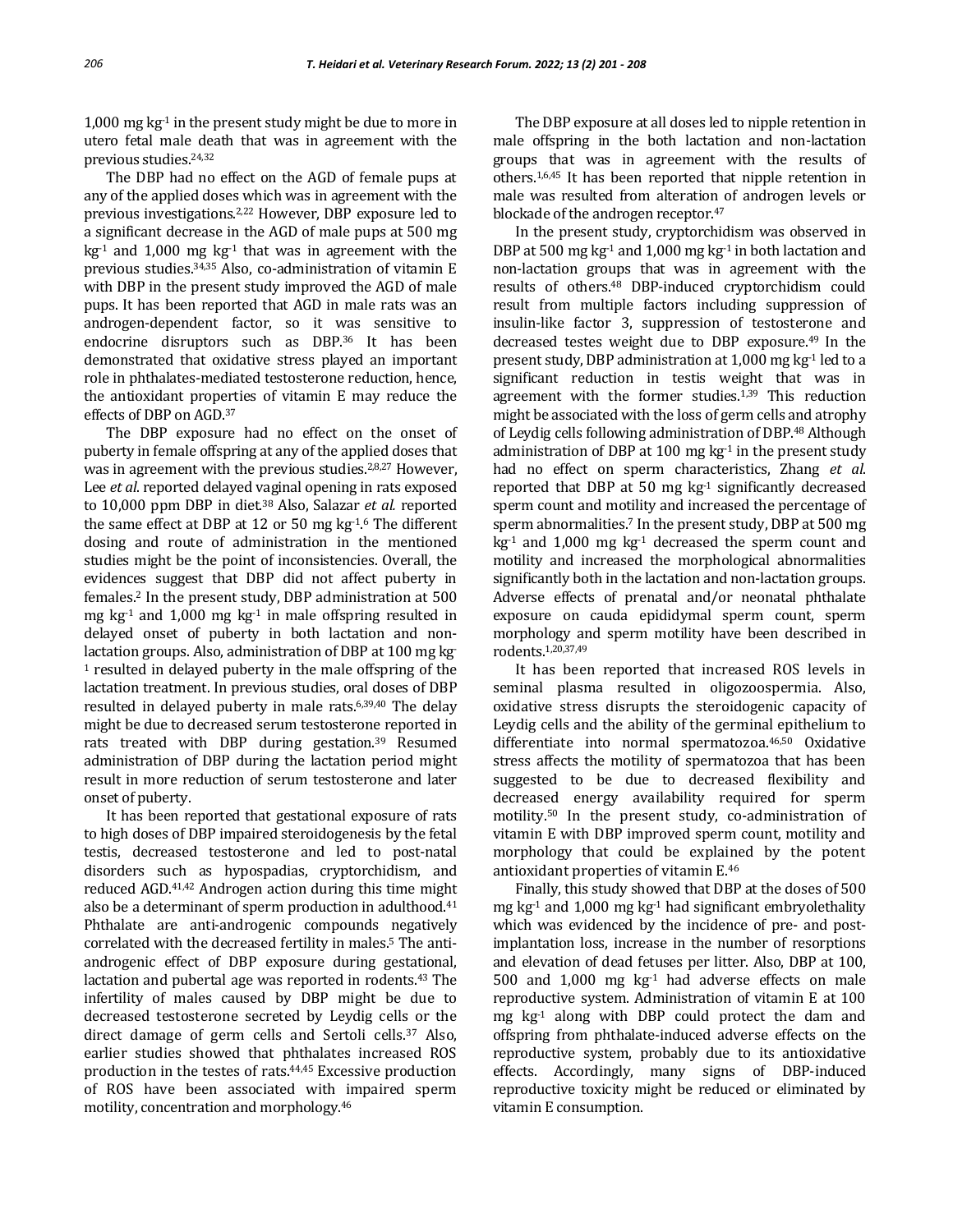1,000 mg $kg^{-1}$ in the present study might be due to more in utero fetal male death that was in agreement with the previous studies.[24,32]

The DBP had no effect on the AGD of female pups at any of the applied doses which was in agreement with the previous investigations.[2,22] However, DBP exposure led to a significant decrease in the AGD of male pups at 500 mg $kg^{-1}$ and 1,000 mg $kg^{-1}$ that was in agreement with the previous studies.[34,35] Also, co-administration of vitamin E with DBP in the present study improved the AGD of male pups. It has been reported that AGD in male rats was an androgen-dependent factor, so it was sensitive to endocrine disruptors such as DBP.[36] It has been demonstrated that oxidative stress played an important role in phthalates-mediated testosterone reduction, hence, the antioxidant properties of vitamin E may reduce the effects of DBP on AGD.[37]

The DBP exposure had no effect on the onset of puberty in female offspring at any of the applied doses that was in agreement with the previous studies.[2,8,27] However, Lee *et al.* reported delayed vaginal opening in rats exposed to 10,000 ppm DBP in diet.[38] Also, Salazar *et al.* reported the same effect at DBP at 12 or 50 mg $kg^{-1}$.[6] The different dosing and route of administration in the mentioned studies might be the point of inconsistencies. Overall, the evidences suggest that DBP did not affect puberty in females.[2] In the present study, DBP administration at 500 mg $kg^{-1}$ and 1,000 mg $kg^{-1}$ in male offspring resulted in delayed onset of puberty in both lactation and non-lactation groups. Also, administration of DBP at 100 mg $kg^{-1}$ resulted in delayed puberty in the male offspring of the lactation treatment. In previous studies, oral doses of DBP resulted in delayed puberty in male rats.[6,39,40] The delay might be due to decreased serum testosterone reported in rats treated with DBP during gestation.[39] Resumed administration of DBP during the lactation period might result in more reduction of serum testosterone and later onset of puberty.

It has been reported that gestational exposure of rats to high doses of DBP impaired steroidogenesis by the fetal testis, decreased testosterone and led to post-natal disorders such as hypospadias, cryptorchidism, and reduced AGD.[41,42] Androgen action during this time might also be a determinant of sperm production in adulthood.[41] Phthalate are anti-androgenic compounds negatively correlated with the decreased fertility in males.[5] The anti-androgenic effect of DBP exposure during gestational, lactation and pubertal age was reported in rodents.[43] The infertility of males caused by DBP might be due to decreased testosterone secreted by Leydig cells or the direct damage of germ cells and Sertoli cells.[37] Also, earlier studies showed that phthalates increased ROS production in the testes of rats.[44,45] Excessive production of ROS have been associated with impaired sperm motility, concentration and morphology.[46]

The DBP exposure at all doses led to nipple retention in male offspring in the both lactation and non-lactation groups that was in agreement with the results of others.[1,6,45] It has been reported that nipple retention in male was resulted from alteration of androgen levels or blockade of the androgen receptor.[47]

In the present study, cryptorchidism was observed in DBP at 500 mg $kg^{-1}$ and 1,000 mg $kg^{-1}$ in both lactation and non-lactation groups that was in agreement with the results of others.[48] DBP-induced cryptorchidism could result from multiple factors including suppression of insulin-like factor 3, suppression of testosterone and decreased testes weight due to DBP exposure.[49] In the present study, DBP administration at 1,000 mg $kg^{-1}$ led to a significant reduction in testis weight that was in agreement with the former studies.[1,39] This reduction might be associated with the loss of germ cells and atrophy of Leydig cells following administration of DBP.[48] Although administration of DBP at 100 mg $kg^{-1}$ in the present study had no effect on sperm characteristics, Zhang *et al.* reported that DBP at 50 mg $kg^{-1}$ significantly decreased sperm count and motility and increased the percentage of sperm abnormalities.[7] In the present study, DBP at 500 mg $kg^{-1}$ and 1,000 mg $kg^{-1}$ decreased the sperm count and motility and increased the morphological abnormalities significantly both in the lactation and non-lactation groups. Adverse effects of prenatal and/or neonatal phthalate exposure on cauda epididymal sperm count, sperm morphology and sperm motility have been described in rodents.[1,20,37,49]

It has been reported that increased ROS levels in seminal plasma resulted in oligozoospermia. Also, oxidative stress disrupts the steroidogenic capacity of Leydig cells and the ability of the germinal epithelium to differentiate into normal spermatozoa.[46,50] Oxidative stress affects the motility of spermatozoa that has been suggested to be due to decreased flexibility and decreased energy availability required for sperm motility.[50] In the present study, co-administration of vitamin E with DBP improved sperm count, motility and morphology that could be explained by the potent antioxidant properties of vitamin E.[46]

Finally, this study showed that DBP at the doses of 500 mg $kg^{-1}$ and 1,000 mg $kg^{-1}$ had significant embryolethality which was evidenced by the incidence of pre- and post-implantation loss, increase in the number of resorptions and elevation of dead fetuses per litter. Also, DBP at 100, 500 and 1,000 mg $kg^{-1}$ had adverse effects on male reproductive system. Administration of vitamin E at 100 mg $kg^{-1}$ along with DBP could protect the dam and offspring from phthalate-induced adverse effects on the reproductive system, probably due to its antioxidative effects. Accordingly, many signs of DBP-induced reproductive toxicity might be reduced or eliminated by vitamin E consumption.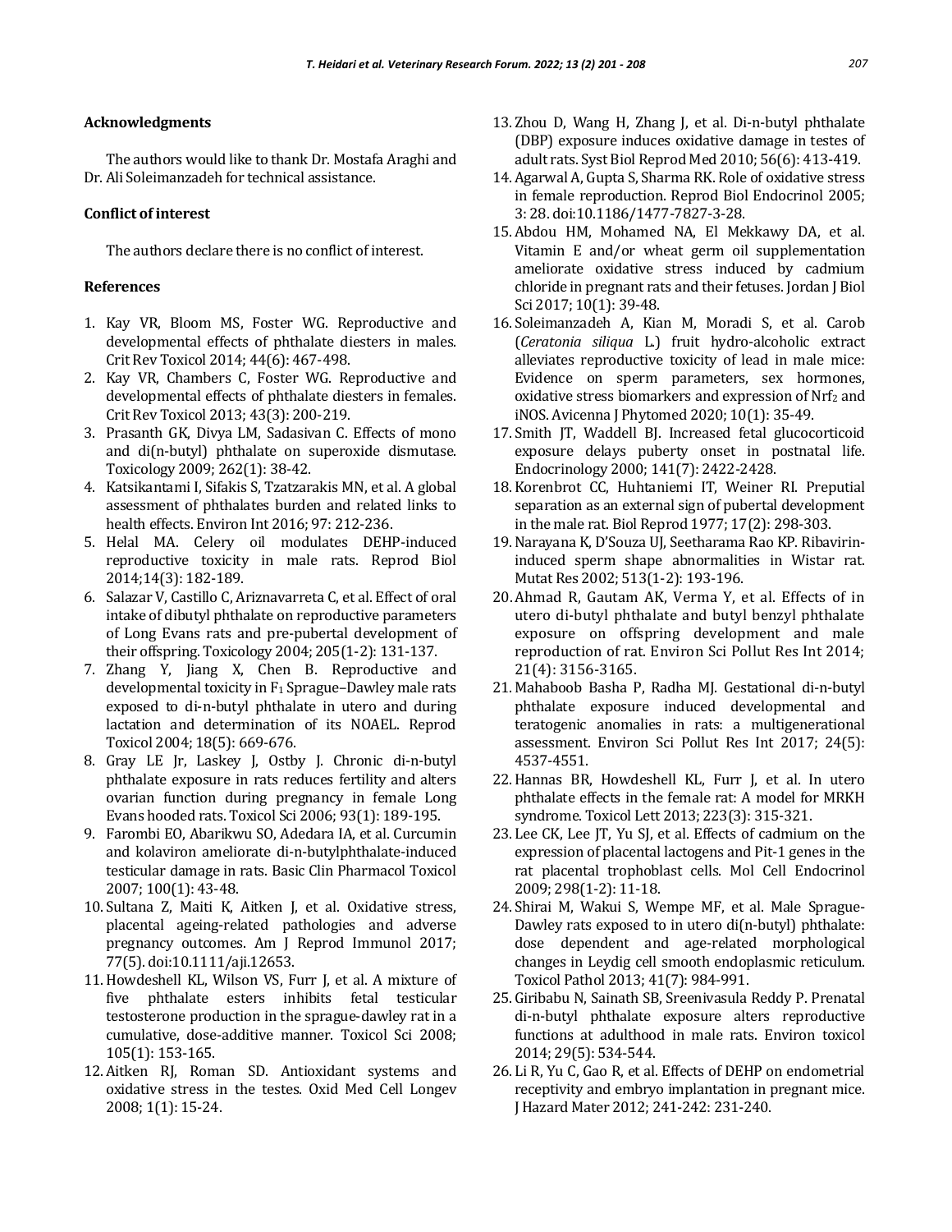## Acknowledgments

The authors would like to thank Dr. Mostafa Araghi and Dr. Ali Soleimanzadeh for technical assistance.

## Conflict of interest

The authors declare there is no conflict of interest.

## References

1. Kay VR, Bloom MS, Foster WG. Reproductive and developmental effects of phthalate diesters in males. Crit Rev Toxicol 2014; 44(6): 467-498.
2. Kay VR, Chambers C, Foster WG. Reproductive and developmental effects of phthalate diesters in females. Crit Rev Toxicol 2013; 43(3): 200-219.
3. Prasanth GK, Divya LM, Sadasivan C. Effects of mono and di(n-butyl) phthalate on superoxide dismutase. Toxicology 2009; 262(1): 38-42.
4. Katsikantami I, Sifakis S, Tzatzarakis MN, et al. A global assessment of phthalates burden and related links to health effects. Environ Int 2016; 97: 212-236.
5. Helal MA. Celery oil modulates DEHP-induced reproductive toxicity in male rats. Reprod Biol 2014;14(3): 182-189.
6. Salazar V, Castillo C, Ariznavarreta C, et al. Effect of oral intake of dibutyl phthalate on reproductive parameters of Long Evans rats and pre-pubertal development of their offspring. Toxicology 2004; 205(1-2): 131-137.
7. Zhang Y, Jiang X, Chen B. Reproductive and developmental toxicity in $F_1$ Sprague–Dawley male rats exposed to di-n-butyl phthalate in utero and during lactation and determination of its NOAEL. Reprod Toxicol 2004; 18(5): 669-676.
8. Gray LE Jr, Laskey J, Ostby J. Chronic di-n-butyl phthalate exposure in rats reduces fertility and alters ovarian function during pregnancy in female Long Evans hooded rats. Toxicol Sci 2006; 93(1): 189-195.
9. Farombi EO, Abarikwu SO, Adedara IA, et al. Curcumin and kolaviron ameliorate di-n-butylphthalate-induced testicular damage in rats. Basic Clin Pharmacol Toxicol 2007; 100(1): 43-48.
10. Sultana Z, Maiti K, Aitken J, et al. Oxidative stress, placental ageing-related pathologies and adverse pregnancy outcomes. Am J Reprod Immunol 2017; 77(5). doi:10.1111/aji.12653.
11. Howdeshell KL, Wilson VS, Furr J, et al. A mixture of five phthalate esters inhibits fetal testicular testosterone production in the sprague-dawley rat in a cumulative, dose-additive manner. Toxicol Sci 2008; 105(1): 153-165.
12. Aitken RJ, Roman SD. Antioxidant systems and oxidative stress in the testes. Oxid Med Cell Longev 2008; 1(1): 15-24.
13. Zhou D, Wang H, Zhang J, et al. Di-n-butyl phthalate (DBP) exposure induces oxidative damage in testes of adult rats. Syst Biol Reprod Med 2010; 56(6): 413-419.
14. Agarwal A, Gupta S, Sharma RK. Role of oxidative stress in female reproduction. Reprod Biol Endocrinol 2005; 3: 28. doi:10.1186/1477-7827-3-28.
15. Abdou HM, Mohamed NA, El Mekkawy DA, et al. Vitamin E and/or wheat germ oil supplementation ameliorate oxidative stress induced by cadmium chloride in pregnant rats and their fetuses. Jordan J Biol Sci 2017; 10(1): 39-48.
16. Soleimanzadeh A, Kian M, Moradi S, et al. Carob (*Ceratonia siliqua* L.) fruit hydro-alcoholic extract alleviates reproductive toxicity of lead in male mice: Evidence on sperm parameters, sex hormones, oxidative stress biomarkers and expression of $Nrf_2$ and iNOS. Avicenna J Phytomed 2020; 10(1): 35-49.
17. Smith JT, Waddell BJ. Increased fetal glucocorticoid exposure delays puberty onset in postnatal life. Endocrinology 2000; 141(7): 2422-2428.
18. Korenbrot CC, Huhtaniemi IT, Weiner RI. Preputial separation as an external sign of pubertal development in the male rat. Biol Reprod 1977; 17(2): 298-303.
19. Narayana K, D'Souza UJ, Seetharama Rao KP. Ribavirin-induced sperm shape abnormalities in Wistar rat. Mutat Res 2002; 513(1-2): 193-196.
20. Ahmad R, Gautam AK, Verma Y, et al. Effects of in utero di-butyl phthalate and butyl benzyl phthalate exposure on offspring development and male reproduction of rat. Environ Sci Pollut Res Int 2014; 21(4): 3156-3165.
21. Mahaboob Basha P, Radha MJ. Gestational di-n-butyl phthalate exposure induced developmental and teratogenic anomalies in rats: a multigenerational assessment. Environ Sci Pollut Res Int 2017; 24(5): 4537-4551.
22. Hannas BR, Howdeshell KL, Furr J, et al. In utero phthalate effects in the female rat: A model for MRKH syndrome. Toxicol Lett 2013; 223(3): 315-321.
23. Lee CK, Lee JT, Yu SJ, et al. Effects of cadmium on the expression of placental lactogens and Pit-1 genes in the rat placental trophoblast cells. Mol Cell Endocrinol 2009; 298(1-2): 11-18.
24. Shirai M, Wakui S, Wempe MF, et al. Male Sprague-Dawley rats exposed to in utero di(n-butyl) phthalate: dose dependent and age-related morphological changes in Leydig cell smooth endoplasmic reticulum. Toxicol Pathol 2013; 41(7): 984-991.
25. Giribabu N, Sainath SB, Sreenivasula Reddy P. Prenatal di-n-butyl phthalate exposure alters reproductive functions at adulthood in male rats. Environ toxicol 2014; 29(5): 534-544.
26. Li R, Yu C, Gao R, et al. Effects of DEHP on endometrial receptivity and embryo implantation in pregnant mice. J Hazard Mater 2012; 241-242: 231-240.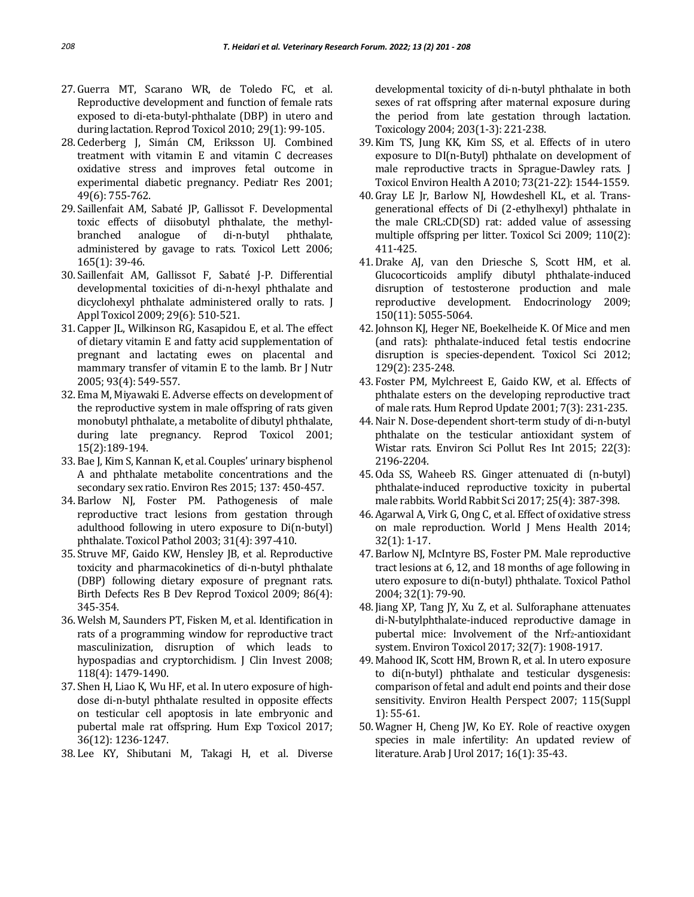27. Guerra MT, Scarano WR, de Toledo FC, et al. Reproductive development and function of female rats exposed to di-eta-butyl-phthalate (DBP) in utero and during lactation. Reprod Toxicol 2010; 29(1): 99-105.
28. Cederberg J, Simán CM, Eriksson UJ. Combined treatment with vitamin E and vitamin C decreases oxidative stress and improves fetal outcome in experimental diabetic pregnancy. Pediatr Res 2001; 49(6): 755-762.
29. Saillenfait AM, Sabaté JP, Gallissot F. Developmental toxic effects of diisobutyl phthalate, the methyl-branched analogue of di-n-butyl phthalate, administered by gavage to rats. Toxicol Lett 2006; 165(1): 39-46.
30. Saillenfait AM, Gallissot F, Sabaté J-P. Differential developmental toxicities of di-n-hexyl phthalate and dicyclohexyl phthalate administered orally to rats. J Appl Toxicol 2009; 29(6): 510-521.
31. Capper JL, Wilkinson RG, Kasapidou E, et al. The effect of dietary vitamin E and fatty acid supplementation of pregnant and lactating ewes on placental and mammary transfer of vitamin E to the lamb. Br J Nutr 2005; 93(4): 549-557.
32. Ema M, Miyawaki E. Adverse effects on development of the reproductive system in male offspring of rats given monobutyl phthalate, a metabolite of dibutyl phthalate, during late pregnancy. Reprod Toxicol 2001; 15(2):189-194.
33. Bae J, Kim S, Kannan K, et al. Couples' urinary bisphenol A and phthalate metabolite concentrations and the secondary sex ratio. Environ Res 2015; 137: 450-457.
34. Barlow NJ, Foster PM. Pathogenesis of male reproductive tract lesions from gestation through adulthood following in utero exposure to Di(n-butyl) phthalate. Toxicol Pathol 2003; 31(4): 397-410.
35. Struve MF, Gaido KW, Hensley JB, et al. Reproductive toxicity and pharmacokinetics of di-n-butyl phthalate (DBP) following dietary exposure of pregnant rats. Birth Defects Res B Dev Reprod Toxicol 2009; 86(4): 345-354.
36. Welsh M, Saunders PT, Fisken M, et al. Identification in rats of a programming window for reproductive tract masculinization, disruption of which leads to hypospadias and cryptorchidism. J Clin Invest 2008; 118(4): 1479-1490.
37. Shen H, Liao K, Wu HF, et al. In utero exposure of high-dose di-n-butyl phthalate resulted in opposite effects on testicular cell apoptosis in late embryonic and pubertal male rat offspring. Hum Exp Toxicol 2017; 36(12): 1236-1247.
38. Lee KY, Shibutani M, Takagi H, et al. Diverse developmental toxicity of di-n-butyl phthalate in both sexes of rat offspring after maternal exposure during the period from late gestation through lactation. Toxicology 2004; 203(1-3): 221-238.
39. Kim TS, Jung KK, Kim SS, et al. Effects of in utero exposure to DI(n-Butyl) phthalate on development of male reproductive tracts in Sprague-Dawley rats. J Toxicol Environ Health A 2010; 73(21-22): 1544-1559.
40. Gray LE Jr, Barlow NJ, Howdeshell KL, et al. Transgenerational effects of Di (2-ethylhexyl) phthalate in the male CRL:CD(SD) rat: added value of assessing multiple offspring per litter. Toxicol Sci 2009; 110(2): 411-425.
41. Drake AJ, van den Driesche S, Scott HM, et al. Glucocorticoids amplify dibutyl phthalate-induced disruption of testosterone production and male reproductive development. Endocrinology 2009; 150(11): 5055-5064.
42. Johnson KJ, Heger NE, Boekelheide K. Of Mice and men (and rats): phthalate-induced fetal testis endocrine disruption is species-dependent. Toxicol Sci 2012; 129(2): 235-248.
43. Foster PM, Mylchreest E, Gaido KW, et al. Effects of phthalate esters on the developing reproductive tract of male rats. Hum Reprod Update 2001; 7(3): 231-235.
44. Nair N. Dose-dependent short-term study of di-n-butyl phthalate on the testicular antioxidant system of Wistar rats. Environ Sci Pollut Res Int 2015; 22(3): 2196-2204.
45. Oda SS, Waheeb RS. Ginger attenuated di (n-butyl) phthalate-induced reproductive toxicity in pubertal male rabbits. World Rabbit Sci 2017; 25(4): 387-398.
46. Agarwal A, Virk G, Ong C, et al. Effect of oxidative stress on male reproduction. World J Mens Health 2014; 32(1): 1-17.
47. Barlow NJ, McIntyre BS, Foster PM. Male reproductive tract lesions at 6, 12, and 18 months of age following in utero exposure to di(n-butyl) phthalate. Toxicol Pathol 2004; 32(1): 79-90.
48. Jiang XP, Tang JY, Xu Z, et al. Sulforaphane attenuates di-N-butylphthalate-induced reproductive damage in pubertal mice: Involvement of the $Nrf_2$-antioxidant system. Environ Toxicol 2017; 32(7): 1908-1917.
49. Mahood IK, Scott HM, Brown R, et al. In utero exposure to di(n-butyl) phthalate and testicular dysgenesis: comparison of fetal and adult end points and their dose sensitivity. Environ Health Perspect 2007; 115(Suppl 1): 55-61.
50. Wagner H, Cheng JW, Ko EY. Role of reactive oxygen species in male infertility: An updated review of literature. Arab J Urol 2017; 16(1): 35-43.